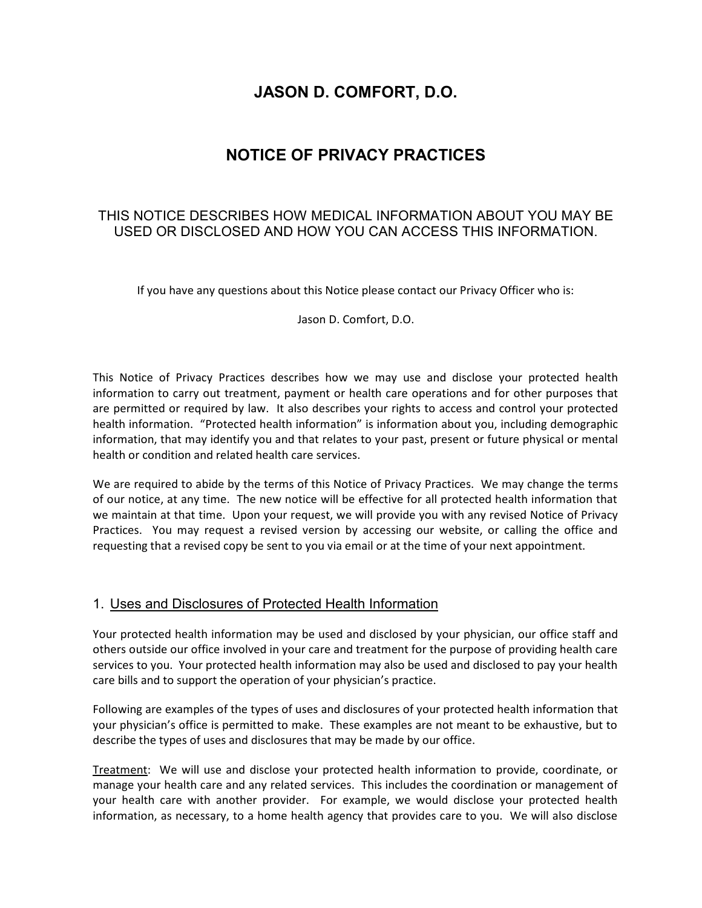# JASON D. COMFORT, D.O.

## NOTICE OF PRIVACY PRACTICES

THIS NOTICE DESCRIBES HOW MEDICAL INFORMATION ABOUT YOU MAY BE USED OR DISCLOSED AND HOW YOU CAN ACCESS THIS INFORMATION.

If you have any questions about this Notice please contact our Privacy Officer who is:

Jason D. Comfort, D.O.

This Notice of Privacy Practices describes how we may use and disclose your protected health information to carry out treatment, payment or health care operations and for other purposes that are permitted or required by law. It also describes your rights to access and control your protected health information. "Protected health information" is information about you, including demographic information, that may identify you and that relates to your past, present or future physical or mental health or condition and related health care services.

We are required to abide by the terms of this Notice of Privacy Practices. We may change the terms of our notice, at any time. The new notice will be effective for all protected health information that we maintain at that time. Upon your request, we will provide you with any revised Notice of Privacy Practices. You may request a revised version by accessing our website, or calling the office and requesting that a revised copy be sent to you via email or at the time of your next appointment.

### 1. Uses and Disclosures of Protected Health Information

Your protected health information may be used and disclosed by your physician, our office staff and others outside our office involved in your care and treatment for the purpose of providing health care services to you. Your protected health information may also be used and disclosed to pay your health care bills and to support the operation of your physician's practice.

Following are examples of the types of uses and disclosures of your protected health information that your physician's office is permitted to make. These examples are not meant to be exhaustive, but to describe the types of uses and disclosures that may be made by our office.

Treatment: We will use and disclose your protected health information to provide, coordinate, or manage your health care and any related services. This includes the coordination or management of your health care with another provider. For example, we would disclose your protected health information, as necessary, to a home health agency that provides care to you. We will also disclose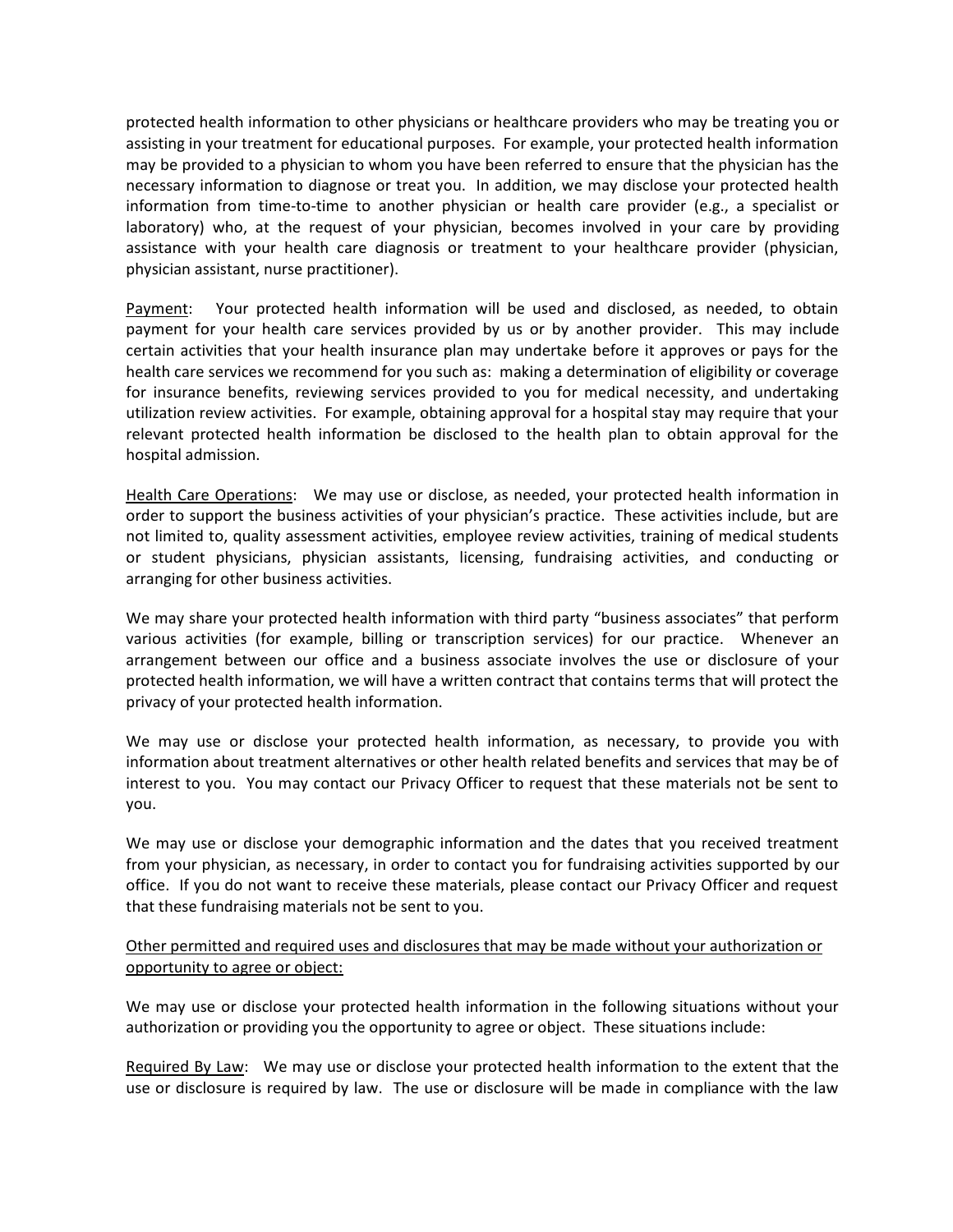protected health information to other physicians or healthcare providers who may be treating you or assisting in your treatment for educational purposes. For example, your protected health information may be provided to a physician to whom you have been referred to ensure that the physician has the necessary information to diagnose or treat you. In addition, we may disclose your protected health information from time-to-time to another physician or health care provider (e.g., a specialist or laboratory) who, at the request of your physician, becomes involved in your care by providing assistance with your health care diagnosis or treatment to your healthcare provider (physician, physician assistant, nurse practitioner).

<u>Payment</u>: Your protected health information will be used and disclosed, as needed, to obtain payment for your health care services provided by us or by another provider. This may include certain activities that your health insurance plan may undertake before it approves or pays for the health care services we recommend for you such as: making a determination of eligibility or coverage for insurance benefits, reviewing services provided to you for medical necessity, and undertaking utilization review activities. For example, obtaining approval for a hospital stay may require that your relevant protected health information be disclosed to the health plan to obtain approval for the hospital admission.

<u>Health Care Operations</u>: We may use or disclose, as needed, your protected health information in order to support the business activities of your physician's practice. These activities include, but are not limited to, quality assessment activities, employee review activities, training of medical students or student physicians, physician assistants, licensing, fundraising activities, and conducting or arranging for other business activities.

We may share your protected health information with third party "business associates" that perform various activities (for example, billing or transcription services) for our practice. Whenever an arrangement between our office and a business associate involves the use or disclosure of your protected health information, we will have a written contract that contains terms that will protect the privacy of your protected health information.

We may use or disclose your protected health information, as necessary, to provide you with information about treatment alternatives or other health related benefits and services that may be of interest to you. You may contact our Privacy Officer to request that these materials not be sent to you.

We may use or disclose your demographic information and the dates that you received treatment from your physician, as necessary, in order to contact you for fundraising activities supported by our office. If you do not want to receive these materials, please contact our Privacy Officer and request that these fundraising materials not be sent to you.

<u>Other permitted and required uses and disclosures that may be made without your authorization or opportunity to agree or object:</u>

We may use or disclose your protected health information in the following situations without your authorization or providing you the opportunity to agree or object. These situations include:

<u>Required By Law</u>: We may use or disclose your protected health information to the extent that the use or disclosure is required by law. The use or disclosure will be made in compliance with the law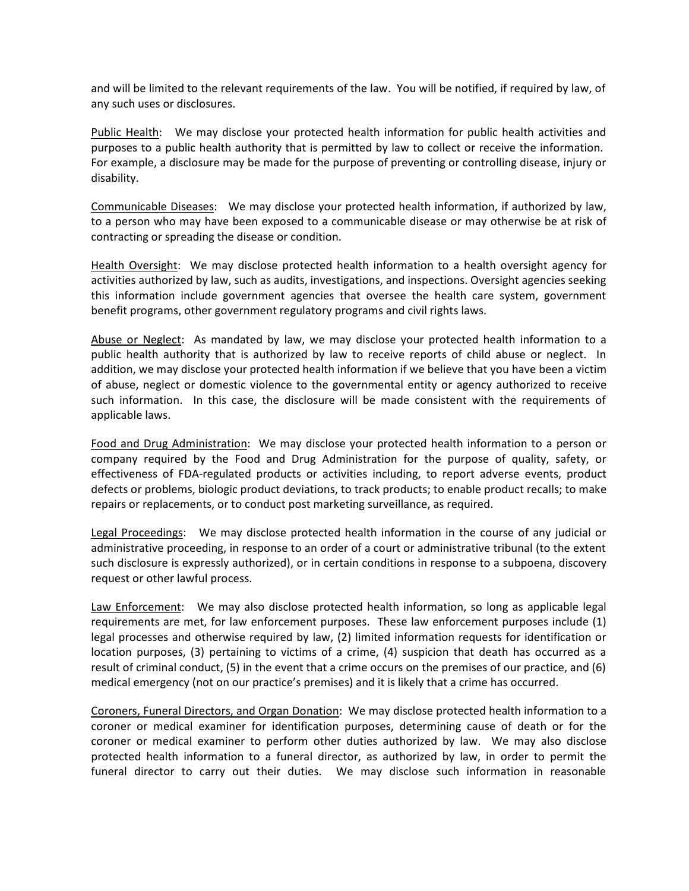and will be limited to the relevant requirements of the law. You will be notified, if required by law, of any such uses or disclosures.

Public Health: We may disclose your protected health information for public health activities and purposes to a public health authority that is permitted by law to collect or receive the information. For example, a disclosure may be made for the purpose of preventing or controlling disease, injury or disability.

Communicable Diseases: We may disclose your protected health information, if authorized by law, to a person who may have been exposed to a communicable disease or may otherwise be at risk of contracting or spreading the disease or condition.

Health Oversight: We may disclose protected health information to a health oversight agency for activities authorized by law, such as audits, investigations, and inspections. Oversight agencies seeking this information include government agencies that oversee the health care system, government benefit programs, other government regulatory programs and civil rights laws.

Abuse or Neglect: As mandated by law, we may disclose your protected health information to a public health authority that is authorized by law to receive reports of child abuse or neglect. In addition, we may disclose your protected health information if we believe that you have been a victim of abuse, neglect or domestic violence to the governmental entity or agency authorized to receive such information. In this case, the disclosure will be made consistent with the requirements of applicable laws.

Food and Drug Administration: We may disclose your protected health information to a person or company required by the Food and Drug Administration for the purpose of quality, safety, or effectiveness of FDA-regulated products or activities including, to report adverse events, product defects or problems, biologic product deviations, to track products; to enable product recalls; to make repairs or replacements, or to conduct post marketing surveillance, as required.

Legal Proceedings: We may disclose protected health information in the course of any judicial or administrative proceeding, in response to an order of a court or administrative tribunal (to the extent such disclosure is expressly authorized), or in certain conditions in response to a subpoena, discovery request or other lawful process.

Law Enforcement: We may also disclose protected health information, so long as applicable legal requirements are met, for law enforcement purposes. These law enforcement purposes include (1) legal processes and otherwise required by law, (2) limited information requests for identification or location purposes, (3) pertaining to victims of a crime, (4) suspicion that death has occurred as a result of criminal conduct, (5) in the event that a crime occurs on the premises of our practice, and (6) medical emergency (not on our practice's premises) and it is likely that a crime has occurred.

Coroners, Funeral Directors, and Organ Donation: We may disclose protected health information to a coroner or medical examiner for identification purposes, determining cause of death or for the coroner or medical examiner to perform other duties authorized by law. We may also disclose protected health information to a funeral director, as authorized by law, in order to permit the funeral director to carry out their duties. We may disclose such information in reasonable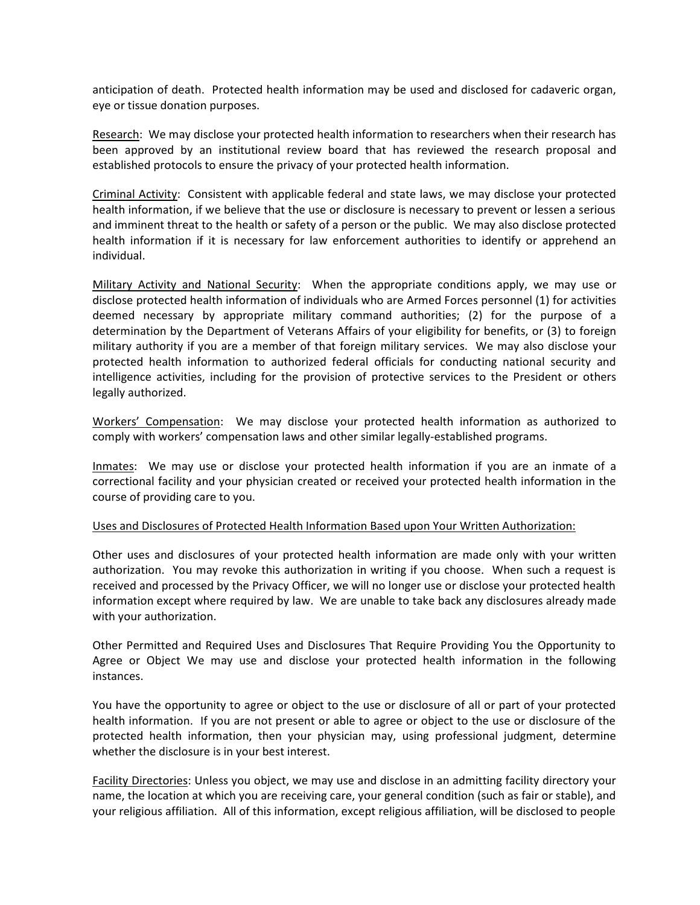anticipation of death. Protected health information may be used and disclosed for cadaveric organ, eye or tissue donation purposes.

Research: We may disclose your protected health information to researchers when their research has been approved by an institutional review board that has reviewed the research proposal and established protocols to ensure the privacy of your protected health information.

Criminal Activity: Consistent with applicable federal and state laws, we may disclose your protected health information, if we believe that the use or disclosure is necessary to prevent or lessen a serious and imminent threat to the health or safety of a person or the public. We may also disclose protected health information if it is necessary for law enforcement authorities to identify or apprehend an individual.

Military Activity and National Security: When the appropriate conditions apply, we may use or disclose protected health information of individuals who are Armed Forces personnel (1) for activities deemed necessary by appropriate military command authorities; (2) for the purpose of a determination by the Department of Veterans Affairs of your eligibility for benefits, or (3) to foreign military authority if you are a member of that foreign military services. We may also disclose your protected health information to authorized federal officials for conducting national security and intelligence activities, including for the provision of protective services to the President or others legally authorized.

Workers' Compensation: We may disclose your protected health information as authorized to comply with workers' compensation laws and other similar legally-established programs.

Inmates: We may use or disclose your protected health information if you are an inmate of a correctional facility and your physician created or received your protected health information in the course of providing care to you.

Uses and Disclosures of Protected Health Information Based upon Your Written Authorization:

Other uses and disclosures of your protected health information are made only with your written authorization. You may revoke this authorization in writing if you choose. When such a request is received and processed by the Privacy Officer, we will no longer use or disclose your protected health information except where required by law. We are unable to take back any disclosures already made with your authorization.

Other Permitted and Required Uses and Disclosures That Require Providing You the Opportunity to Agree or Object We may use and disclose your protected health information in the following instances.

You have the opportunity to agree or object to the use or disclosure of all or part of your protected health information. If you are not present or able to agree or object to the use or disclosure of the protected health information, then your physician may, using professional judgment, determine whether the disclosure is in your best interest.

Facility Directories: Unless you object, we may use and disclose in an admitting facility directory your name, the location at which you are receiving care, your general condition (such as fair or stable), and your religious affiliation. All of this information, except religious affiliation, will be disclosed to people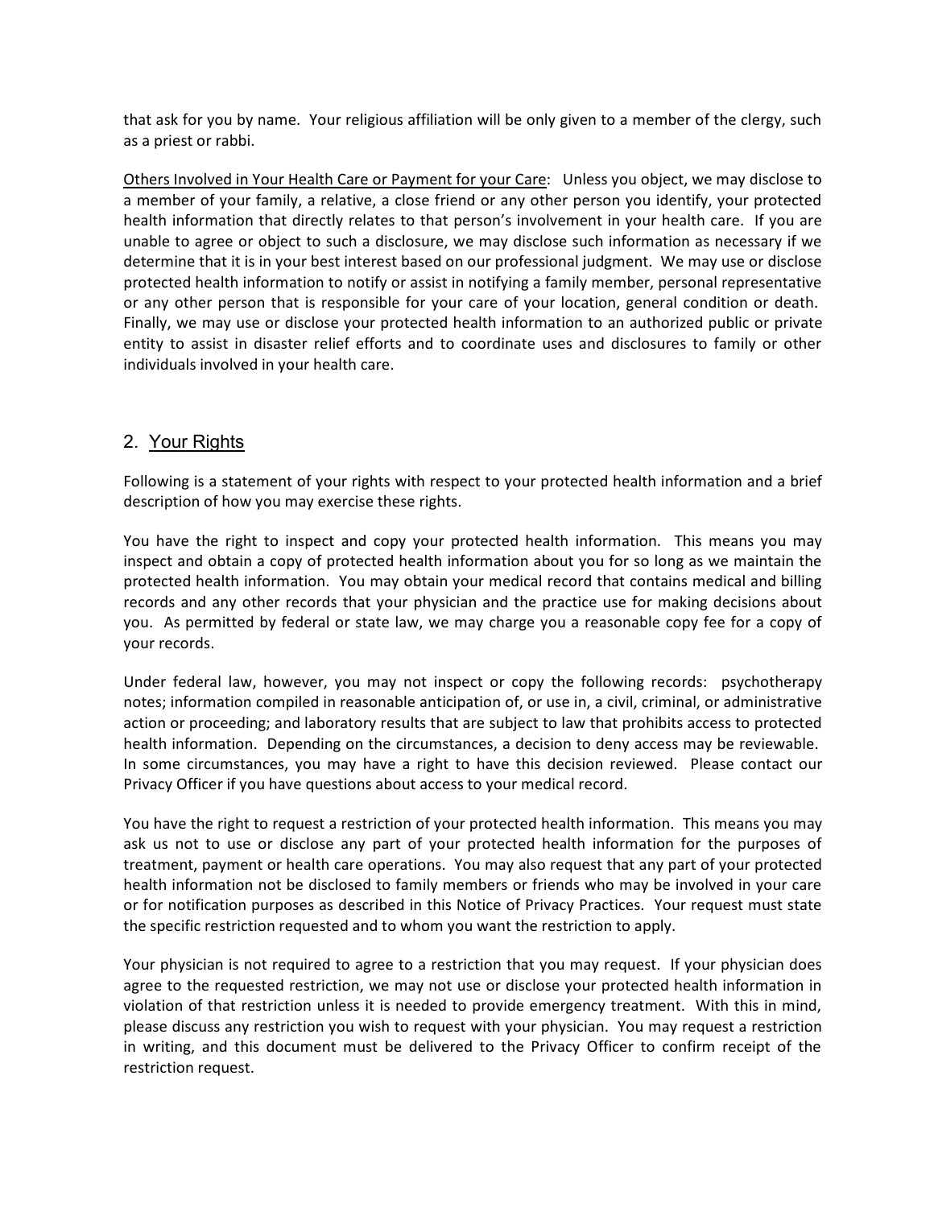that ask for you by name. Your religious affiliation will be only given to a member of the clergy, such as a priest or rabbi.

Others Involved in Your Health Care or Payment for your Care: Unless you object, we may disclose to a member of your family, a relative, a close friend or any other person you identify, your protected health information that directly relates to that person's involvement in your health care. If you are unable to agree or object to such a disclosure, we may disclose such information as necessary if we determine that it is in your best interest based on our professional judgment. We may use or disclose protected health information to notify or assist in notifying a family member, personal representative or any other person that is responsible for your care of your location, general condition or death. Finally, we may use or disclose your protected health information to an authorized public or private entity to assist in disaster relief efforts and to coordinate uses and disclosures to family or other individuals involved in your health care.

## 2. Your Rights

Following is a statement of your rights with respect to your protected health information and a brief description of how you may exercise these rights.

You have the right to inspect and copy your protected health information. This means you may inspect and obtain a copy of protected health information about you for so long as we maintain the protected health information. You may obtain your medical record that contains medical and billing records and any other records that your physician and the practice use for making decisions about you. As permitted by federal or state law, we may charge you a reasonable copy fee for a copy of your records.

Under federal law, however, you may not inspect or copy the following records: psychotherapy notes; information compiled in reasonable anticipation of, or use in, a civil, criminal, or administrative action or proceeding; and laboratory results that are subject to law that prohibits access to protected health information. Depending on the circumstances, a decision to deny access may be reviewable. In some circumstances, you may have a right to have this decision reviewed. Please contact our Privacy Officer if you have questions about access to your medical record.

You have the right to request a restriction of your protected health information. This means you may ask us not to use or disclose any part of your protected health information for the purposes of treatment, payment or health care operations. You may also request that any part of your protected health information not be disclosed to family members or friends who may be involved in your care or for notification purposes as described in this Notice of Privacy Practices. Your request must state the specific restriction requested and to whom you want the restriction to apply.

Your physician is not required to agree to a restriction that you may request. If your physician does agree to the requested restriction, we may not use or disclose your protected health information in violation of that restriction unless it is needed to provide emergency treatment. With this in mind, please discuss any restriction you wish to request with your physician. You may request a restriction in writing, and this document must be delivered to the Privacy Officer to confirm receipt of the restriction request.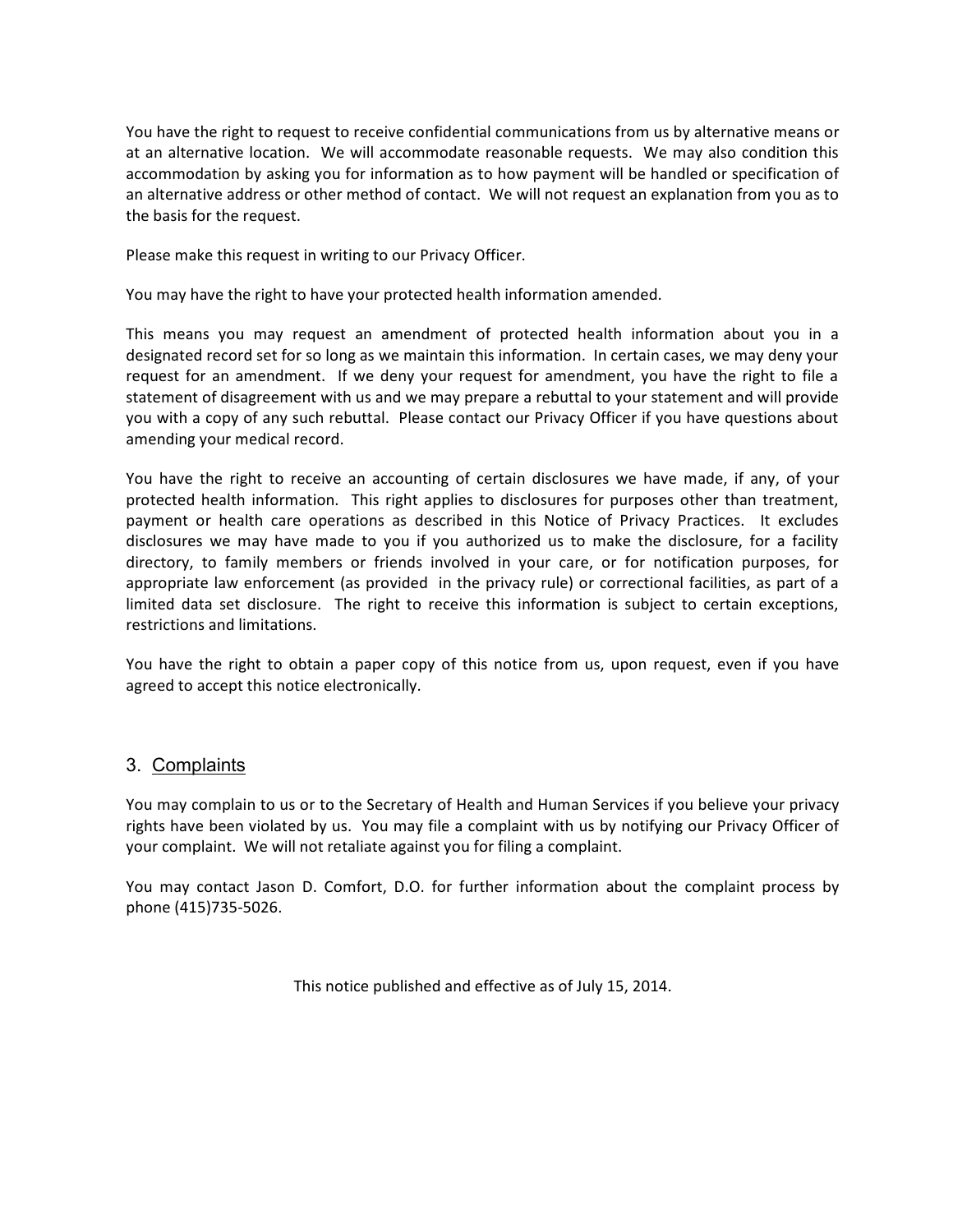You have the right to request to receive confidential communications from us by alternative means or at an alternative location. We will accommodate reasonable requests. We may also condition this accommodation by asking you for information as to how payment will be handled or specification of an alternative address or other method of contact. We will not request an explanation from you as to the basis for the request.

Please make this request in writing to our Privacy Officer.

You may have the right to have your protected health information amended.

This means you may request an amendment of protected health information about you in a designated record set for so long as we maintain this information. In certain cases, we may deny your request for an amendment. If we deny your request for amendment, you have the right to file a statement of disagreement with us and we may prepare a rebuttal to your statement and will provide you with a copy of any such rebuttal. Please contact our Privacy Officer if you have questions about amending your medical record.

You have the right to receive an accounting of certain disclosures we have made, if any, of your protected health information. This right applies to disclosures for purposes other than treatment, payment or health care operations as described in this Notice of Privacy Practices. It excludes disclosures we may have made to you if you authorized us to make the disclosure, for a facility directory, to family members or friends involved in your care, or for notification purposes, for appropriate law enforcement (as provided in the privacy rule) or correctional facilities, as part of a limited data set disclosure. The right to receive this information is subject to certain exceptions, restrictions and limitations.

You have the right to obtain a paper copy of this notice from us, upon request, even if you have agreed to accept this notice electronically.

## 3. Complaints

You may complain to us or to the Secretary of Health and Human Services if you believe your privacy rights have been violated by us. You may file a complaint with us by notifying our Privacy Officer of your complaint. We will not retaliate against you for filing a complaint.

You may contact Jason D. Comfort, D.O. for further information about the complaint process by phone (415)735-5026.

This notice published and effective as of July 15, 2014.